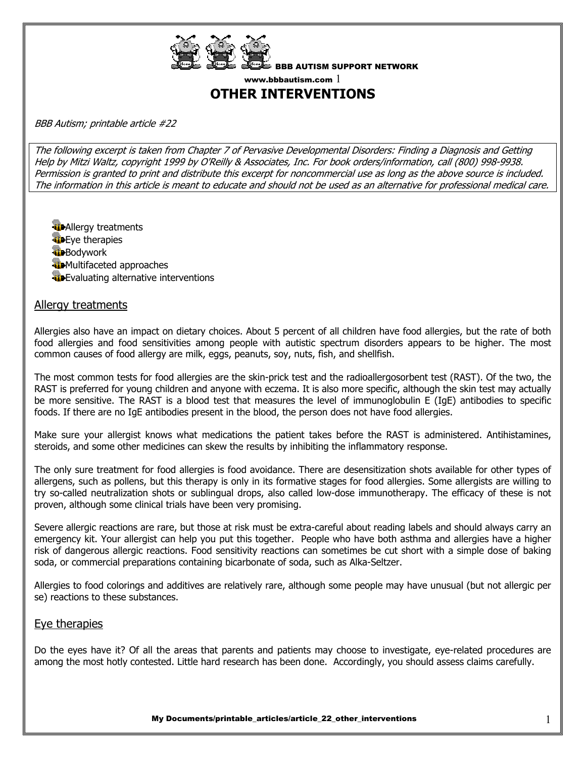BBB AUTISM SUPPORT NETWORK

www.bbbautism.com

# OTHER INTERVENTIONS

*BBB Autism; printable article #22*

*The following excerpt is taken from Chapter 7 of Pervasive Developmental Disorders: Finding a Diagnosis and Getting Help by Mitzi Waltz, copyright 1999 by O'Reilly & Associates, Inc. For book orders/information, call (800) 998-9938. Permission is granted to print and distribute this excerpt for noncommercial use as long as the above source is included. The information in this article is meant to educate and should not be used as an alternative for professional medical care.*

- Allergy treatments
- Eye therapies
- Bodywork
- Multifaceted approaches
- Evaluating alternative interventions

## Allergy treatments

Allergies also have an impact on dietary choices. About 5 percent of all children have food allergies, but the rate of both food allergies and food sensitivities among people with autistic spectrum disorders appears to be higher. The most common causes of food allergy are milk, eggs, peanuts, soy, nuts, fish, and shellfish.

The most common tests for food allergies are the skin-prick test and the radioallergosorbent test (RAST). Of the two, the RAST is preferred for young children and anyone with eczema. It is also more specific, although the skin test may actually be more sensitive. The RAST is a blood test that measures the level of immunoglobulin E (IgE) antibodies to specific foods. If there are no IgE antibodies present in the blood, the person does not have food allergies.

Make sure your allergist knows what medications the patient takes before the RAST is administered. Antihistamines, steroids, and some other medicines can skew the results by inhibiting the inflammatory response.

The only sure treatment for food allergies is food avoidance. There are desensitization shots available for other types of allergens, such as pollens, but this therapy is only in its formative stages for food allergies. Some allergists are willing to try so-called neutralization shots or sublingual drops, also called low-dose immunotherapy. The efficacy of these is not proven, although some clinical trials have been very promising.

Severe allergic reactions are rare, but those at risk must be extra-careful about reading labels and should always carry an emergency kit. Your allergist can help you put this together. People who have both asthma and allergies have a higher risk of dangerous allergic reactions. Food sensitivity reactions can sometimes be cut short with a simple dose of baking soda, or commercial preparations containing bicarbonate of soda, such as Alka-Seltzer.

Allergies to food colorings and additives are relatively rare, although some people may have unusual (but not allergic per se) reactions to these substances.

## Eye therapies

Do the eyes have it? Of all the areas that parents and patients may choose to investigate, eye-related procedures are among the most hotly contested. Little hard research has been done. Accordingly, you should assess claims carefully.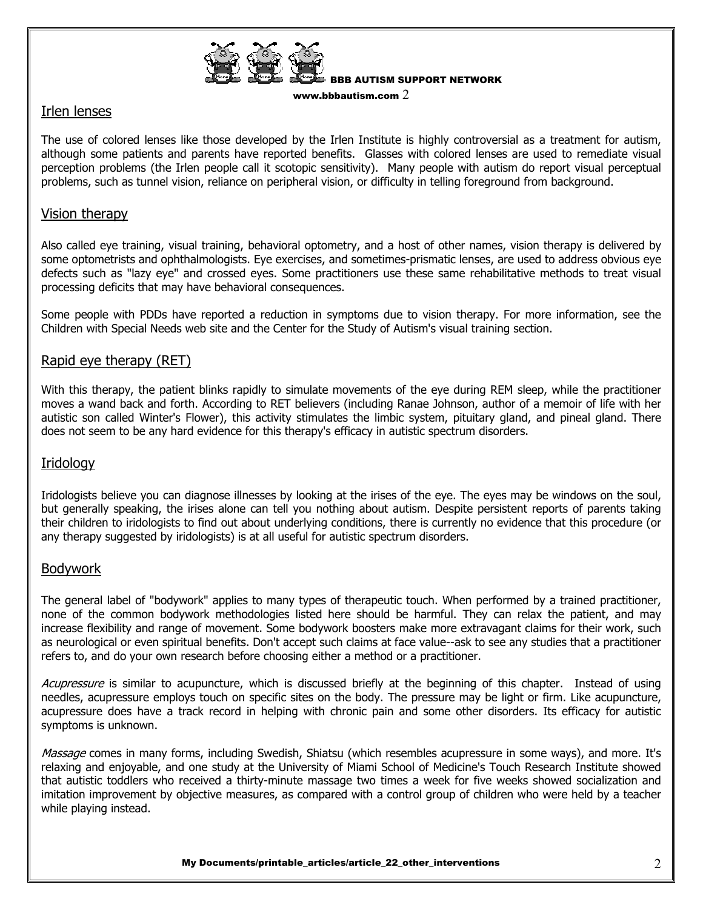## Irlen lenses

The use of colored lenses like those developed by the Irlen Institute is highly controversial as a treatment for autism, although some patients and parents have reported benefits. Glasses with colored lenses are used to remediate visual perception problems (the Irlen people call it scotopic sensitivity). Many people with autism do report visual perceptual problems, such as tunnel vision, reliance on peripheral vision, or difficulty in telling foreground from background.

## Vision therapy

Also called eye training, visual training, behavioral optometry, and a host of other names, vision therapy is delivered by some optometrists and ophthalmologists. Eye exercises, and sometimes-prismatic lenses, are used to address obvious eye defects such as "lazy eye" and crossed eyes. Some practitioners use these same rehabilitative methods to treat visual processing deficits that may have behavioral consequences.

Some people with PDDs have reported a reduction in symptoms due to vision therapy. For more information, see the Children with Special Needs web site and the Center for the Study of Autism's visual training section.

## Rapid eye therapy (RET)

With this therapy, the patient blinks rapidly to simulate movements of the eye during REM sleep, while the practitioner moves a wand back and forth. According to RET believers (including Ranae Johnson, author of a memoir of life with her autistic son called Winter's Flower), this activity stimulates the limbic system, pituitary gland, and pineal gland. There does not seem to be any hard evidence for this therapy's efficacy in autistic spectrum disorders.

## Iridology

Iridologists believe you can diagnose illnesses by looking at the irises of the eye. The eyes may be windows on the soul, but generally speaking, the irises alone can tell you nothing about autism. Despite persistent reports of parents taking their children to iridologists to find out about underlying conditions, there is currently no evidence that this procedure (or any therapy suggested by iridologists) is at all useful for autistic spectrum disorders.

## Bodywork

The general label of "bodywork" applies to many types of therapeutic touch. When performed by a trained practitioner, none of the common bodywork methodologies listed here should be harmful. They can relax the patient, and may increase flexibility and range of movement. Some bodywork boosters make more extravagant claims for their work, such as neurological or even spiritual benefits. Don't accept such claims at face value--ask to see any studies that a practitioner refers to, and do your own research before choosing either a method or a practitioner.

*Acupressure* is similar to acupuncture, which is discussed briefly at the beginning of this chapter. Instead of using needles, acupressure employs touch on specific sites on the body. The pressure may be light or firm. Like acupuncture, acupressure does have a track record in helping with chronic pain and some other disorders. Its efficacy for autistic symptoms is unknown.

*Massage* comes in many forms, including Swedish, Shiatsu (which resembles acupressure in some ways), and more. It's relaxing and enjoyable, and one study at the University of Miami School of Medicine's Touch Research Institute showed that autistic toddlers who received a thirty-minute massage two times a week for five weeks showed socialization and imitation improvement by objective measures, as compared with a control group of children who were held by a teacher while playing instead.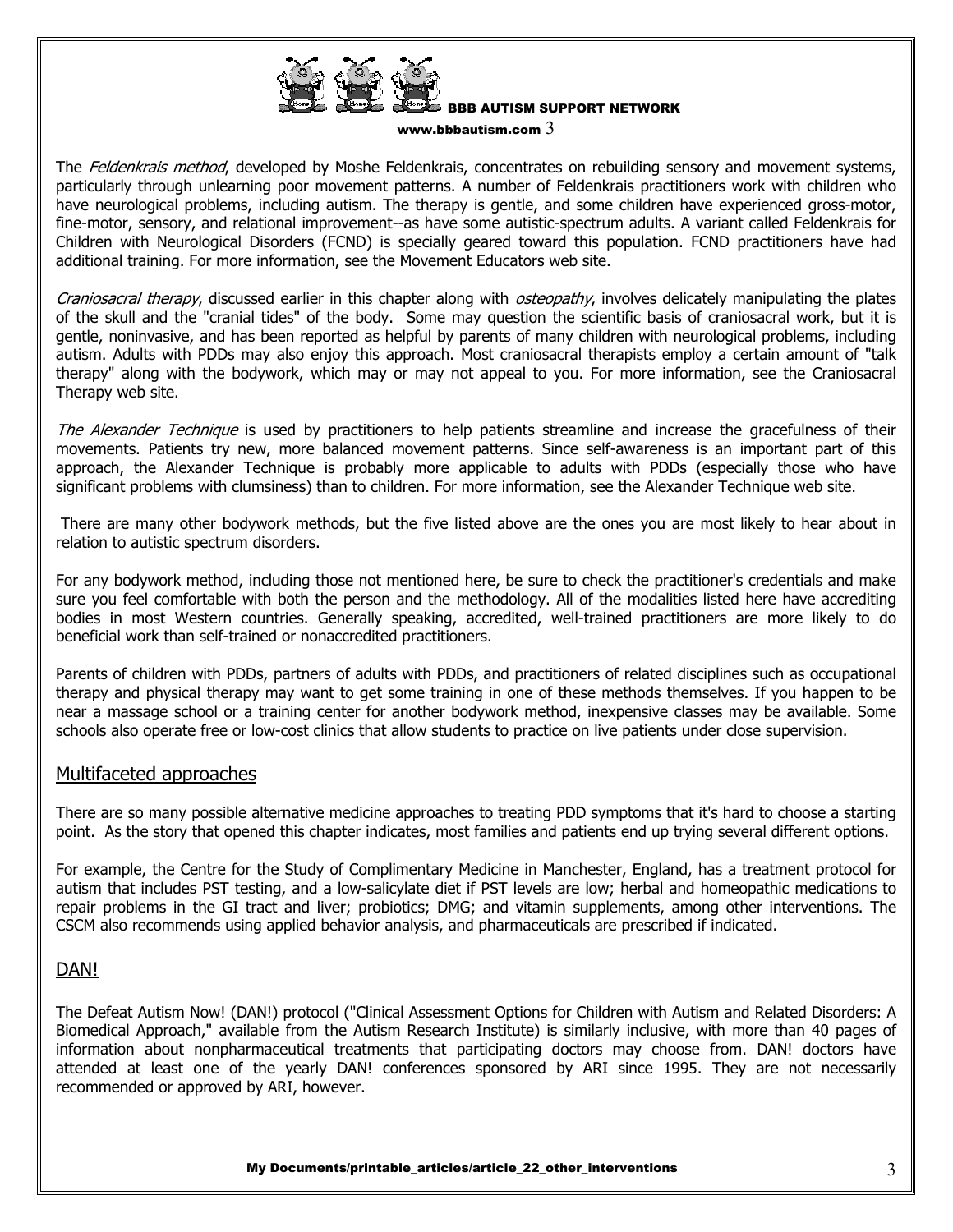The *Feldenkrais method*, developed by Moshe Feldenkrais, concentrates on rebuilding sensory and movement systems, particularly through unlearning poor movement patterns. A number of Feldenkrais practitioners work with children who have neurological problems, including autism. The therapy is gentle, and some children have experienced gross-motor, fine-motor, sensory, and relational improvement--as have some autistic-spectrum adults. A variant called Feldenkrais for Children with Neurological Disorders (FCND) is specially geared toward this population. FCND practitioners have had additional training. For more information, see the Movement Educators web site.

*Craniosacral therapy*, discussed earlier in this chapter along with *osteopathy*, involves delicately manipulating the plates of the skull and the "cranial tides" of the body. Some may question the scientific basis of craniosacral work, but it is gentle, noninvasive, and has been reported as helpful by parents of many children with neurological problems, including autism. Adults with PDDs may also enjoy this approach. Most craniosacral therapists employ a certain amount of "talk therapy" along with the bodywork, which may or may not appeal to you. For more information, see the Craniosacral Therapy web site.

*The Alexander Technique* is used by practitioners to help patients streamline and increase the gracefulness of their movements. Patients try new, more balanced movement patterns. Since self-awareness is an important part of this approach, the Alexander Technique is probably more applicable to adults with PDDs (especially those who have significant problems with clumsiness) than to children. For more information, see the Alexander Technique web site.

There are many other bodywork methods, but the five listed above are the ones you are most likely to hear about in relation to autistic spectrum disorders.

For any bodywork method, including those not mentioned here, be sure to check the practitioner's credentials and make sure you feel comfortable with both the person and the methodology. All of the modalities listed here have accrediting bodies in most Western countries. Generally speaking, accredited, well-trained practitioners are more likely to do beneficial work than self-trained or nonaccredited practitioners.

Parents of children with PDDs, partners of adults with PDDs, and practitioners of related disciplines such as occupational therapy and physical therapy may want to get some training in one of these methods themselves. If you happen to be near a massage school or a training center for another bodywork method, inexpensive classes may be available. Some schools also operate free or low-cost clinics that allow students to practice on live patients under close supervision.

## Multifaceted approaches

There are so many possible alternative medicine approaches to treating PDD symptoms that it's hard to choose a starting point. As the story that opened this chapter indicates, most families and patients end up trying several different options.

For example, the Centre for the Study of Complimentary Medicine in Manchester, England, has a treatment protocol for autism that includes PST testing, and a low-salicylate diet if PST levels are low; herbal and homeopathic medications to repair problems in the GI tract and liver; probiotics; DMG; and vitamin supplements, among other interventions. The CSCM also recommends using applied behavior analysis, and pharmaceuticals are prescribed if indicated.

## DAN!

The Defeat Autism Now! (DAN!) protocol ("Clinical Assessment Options for Children with Autism and Related Disorders: A Biomedical Approach," available from the Autism Research Institute) is similarly inclusive, with more than 40 pages of information about nonpharmaceutical treatments that participating doctors may choose from. DAN! doctors have attended at least one of the yearly DAN! conferences sponsored by ARI since 1995. They are not necessarily recommended or approved by ARI, however.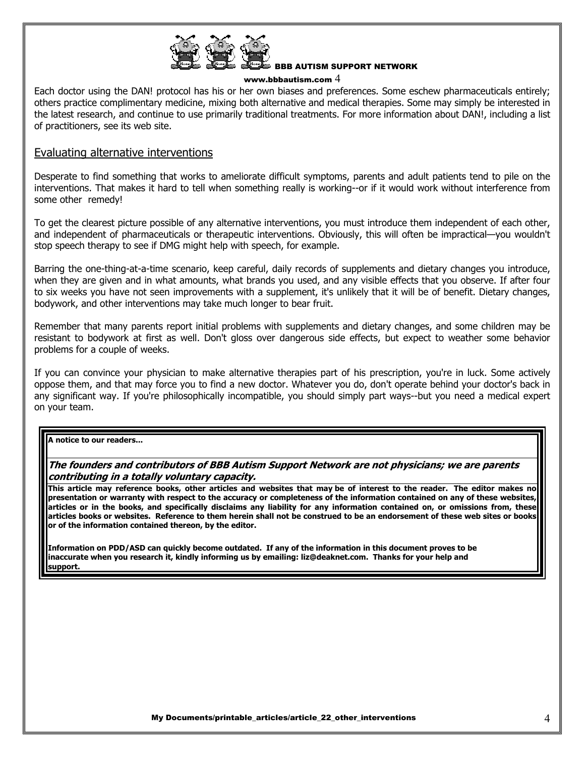Each doctor using the DAN! protocol has his or her own biases and preferences. Some eschew pharmaceuticals entirely; others practice complimentary medicine, mixing both alternative and medical therapies. Some may simply be interested in the latest research, and continue to use primarily traditional treatments. For more information about DAN!, including a list of practitioners, see its web site.

## Evaluating alternative interventions

Desperate to find something that works to ameliorate difficult symptoms, parents and adult patients tend to pile on the interventions. That makes it hard to tell when something really is working--or if it would work without interference from some other remedy!

To get the clearest picture possible of any alternative interventions, you must introduce them independent of each other, and independent of pharmaceuticals or therapeutic interventions. Obviously, this will often be impractical—you wouldn't stop speech therapy to see if DMG might help with speech, for example.

Barring the one-thing-at-a-time scenario, keep careful, daily records of supplements and dietary changes you introduce, when they are given and in what amounts, what brands you used, and any visible effects that you observe. If after four to six weeks you have not seen improvements with a supplement, it's unlikely that it will be of benefit. Dietary changes, bodywork, and other interventions may take much longer to bear fruit.

Remember that many parents report initial problems with supplements and dietary changes, and some children may be resistant to bodywork at first as well. Don't gloss over dangerous side effects, but expect to weather some behavior problems for a couple of weeks.

If you can convince your physician to make alternative therapies part of his prescription, you're in luck. Some actively oppose them, and that may force you to find a new doctor. Whatever you do, don't operate behind your doctor's back in any significant way. If you're philosophically incompatible, you should simply part ways--but you need a medical expert on your team.

**A notice to our readers...**

***The founders and contributors of BBB Autism Support Network are not physicians; we are parents contributing in a totally voluntary capacity.***

**This article may reference books, other articles and websites that may be of interest to the reader. The editor makes no presentation or warranty with respect to the accuracy or completeness of the information contained on any of these websites, articles or in the books, and specifically disclaims any liability for any information contained on, or omissions from, these articles books or websites. Reference to them herein shall not be construed to be an endorsement of these web sites or books or of the information contained thereon, by the editor.**

**Information on PDD/ASD can quickly become outdated. If any of the information in this document proves to be inaccurate when you research it, kindly informing us by emailing: liz@deaknet.com. Thanks for your help and support.**